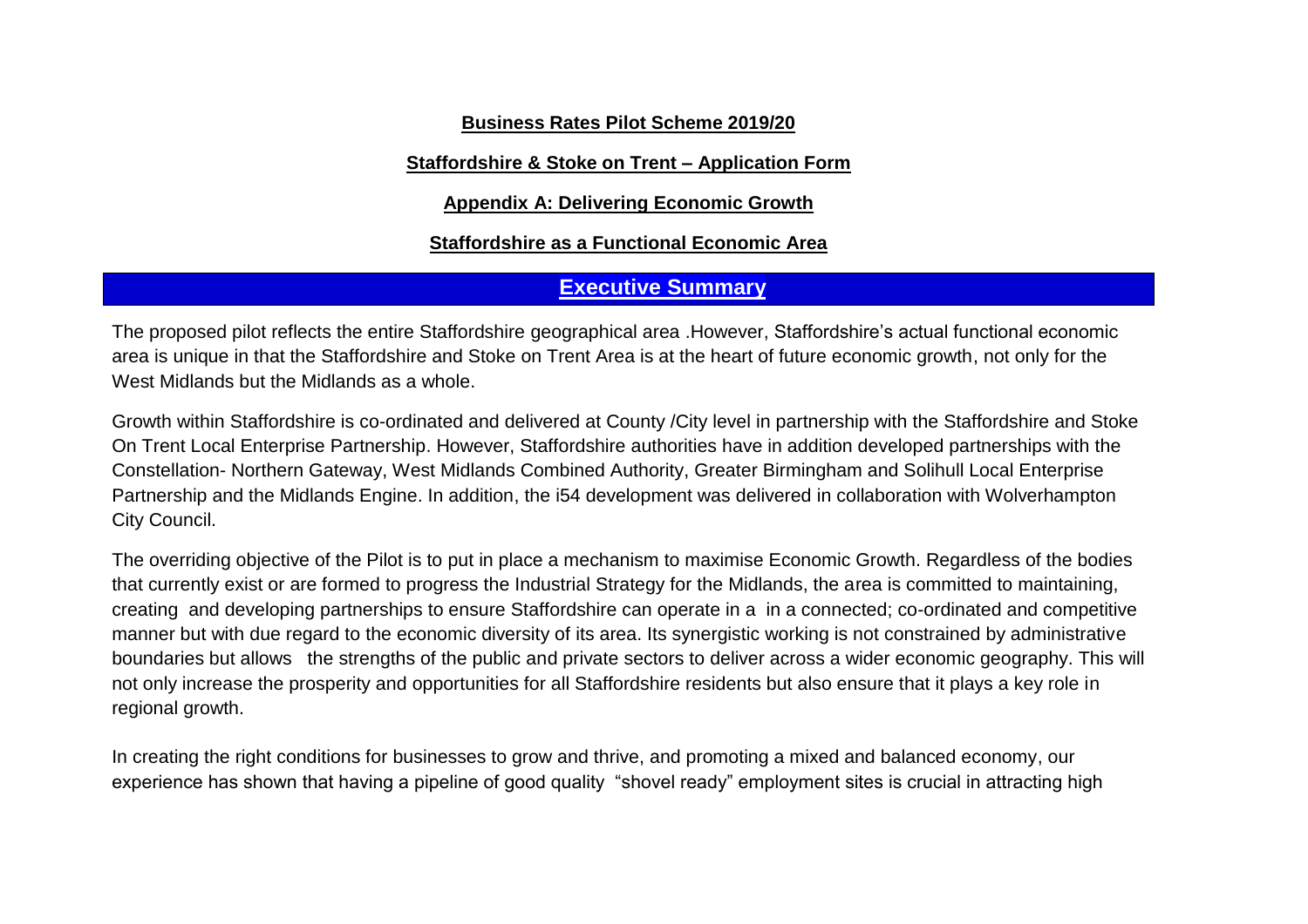**Business Rates Pilot Scheme 2019/20**

**Staffordshire & Stoke on Trent – Application Form**

**Appendix A: Delivering Economic Growth**

**Staffordshire as a Functional Economic Area**

## Executive Summary

The proposed pilot reflects the entire Staffordshire geographical area .However, Staffordshire's actual functional economic area is unique in that the Staffordshire and Stoke on Trent Area is at the heart of future economic growth, not only for the West Midlands but the Midlands as a whole.

Growth within Staffordshire is co-ordinated and delivered at County /City level in partnership with the Staffordshire and Stoke On Trent Local Enterprise Partnership. However, Staffordshire authorities have in addition developed partnerships with the Constellation- Northern Gateway, West Midlands Combined Authority, Greater Birmingham and Solihull Local Enterprise Partnership and the Midlands Engine. In addition, the i54 development was delivered in collaboration with Wolverhampton City Council.

The overriding objective of the Pilot is to put in place a mechanism to maximise Economic Growth. Regardless of the bodies that currently exist or are formed to progress the Industrial Strategy for the Midlands, the area is committed to maintaining, creating and developing partnerships to ensure Staffordshire can operate in a in a connected; co-ordinated and competitive manner but with due regard to the economic diversity of its area. Its synergistic working is not constrained by administrative boundaries but allows the strengths of the public and private sectors to deliver across a wider economic geography. This will not only increase the prosperity and opportunities for all Staffordshire residents but also ensure that it plays a key role in regional growth.

In creating the right conditions for businesses to grow and thrive, and promoting a mixed and balanced economy, our experience has shown that having a pipeline of good quality "shovel ready" employment sites is crucial in attracting high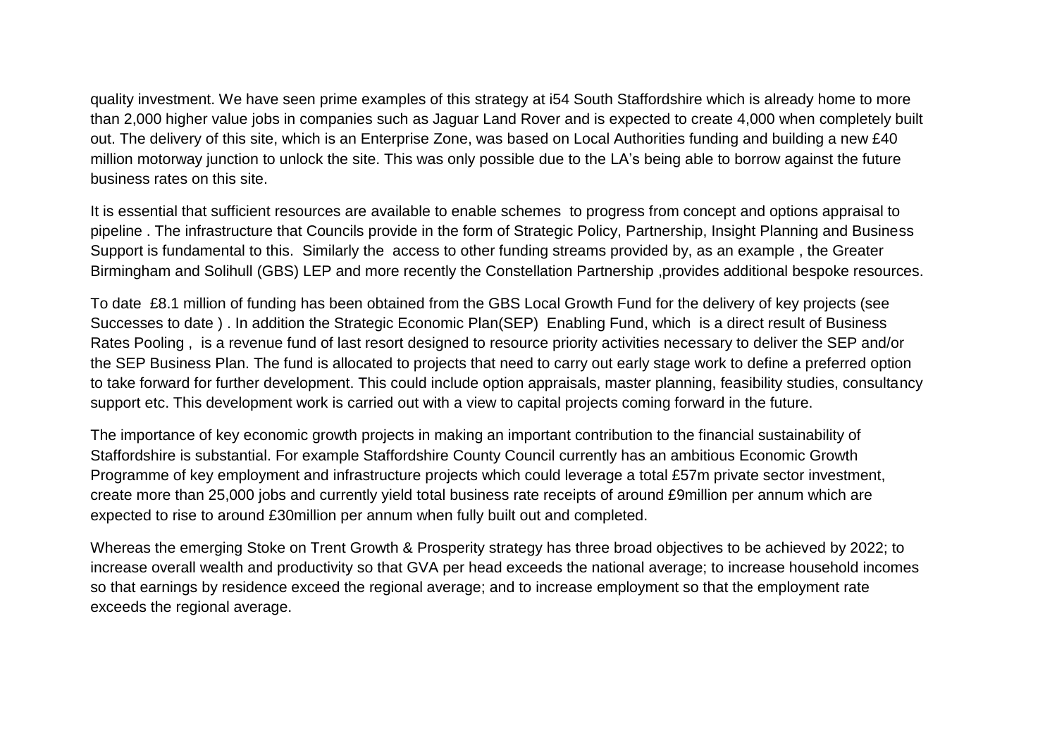quality investment. We have seen prime examples of this strategy at i54 South Staffordshire which is already home to more than 2,000 higher value jobs in companies such as Jaguar Land Rover and is expected to create 4,000 when completely built out. The delivery of this site, which is an Enterprise Zone, was based on Local Authorities funding and building a new £40 million motorway junction to unlock the site. This was only possible due to the LA's being able to borrow against the future business rates on this site.

It is essential that sufficient resources are available to enable schemes to progress from concept and options appraisal to pipeline . The infrastructure that Councils provide in the form of Strategic Policy, Partnership, Insight Planning and Business Support is fundamental to this. Similarly the access to other funding streams provided by, as an example , the Greater Birmingham and Solihull (GBS) LEP and more recently the Constellation Partnership ,provides additional bespoke resources.

To date £8.1 million of funding has been obtained from the GBS Local Growth Fund for the delivery of key projects (see Successes to date ) . In addition the Strategic Economic Plan(SEP) Enabling Fund, which is a direct result of Business Rates Pooling , is a revenue fund of last resort designed to resource priority activities necessary to deliver the SEP and/or the SEP Business Plan. The fund is allocated to projects that need to carry out early stage work to define a preferred option to take forward for further development. This could include option appraisals, master planning, feasibility studies, consultancy support etc. This development work is carried out with a view to capital projects coming forward in the future.

The importance of key economic growth projects in making an important contribution to the financial sustainability of Staffordshire is substantial. For example Staffordshire County Council currently has an ambitious Economic Growth Programme of key employment and infrastructure projects which could leverage a total £57m private sector investment, create more than 25,000 jobs and currently yield total business rate receipts of around £9million per annum which are expected to rise to around £30million per annum when fully built out and completed.

Whereas the emerging Stoke on Trent Growth & Prosperity strategy has three broad objectives to be achieved by 2022; to increase overall wealth and productivity so that GVA per head exceeds the national average; to increase household incomes so that earnings by residence exceed the regional average; and to increase employment so that the employment rate exceeds the regional average.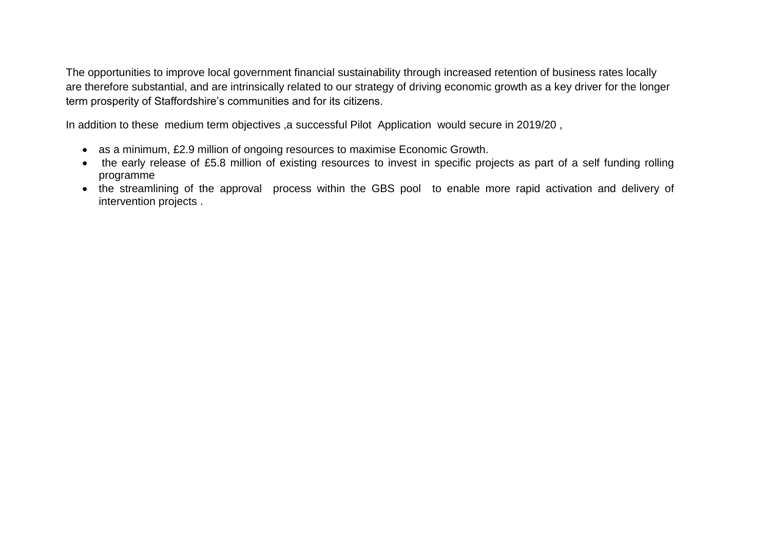The opportunities to improve local government financial sustainability through increased retention of business rates locally are therefore substantial, and are intrinsically related to our strategy of driving economic growth as a key driver for the longer term prosperity of Staffordshire's communities and for its citizens.

In addition to these medium term objectives ,a successful Pilot Application would secure in 2019/20 ,

- as a minimum, £2.9 million of ongoing resources to maximise Economic Growth.
- the early release of £5.8 million of existing resources to invest in specific projects as part of a self funding rolling programme
- the streamlining of the approval process within the GBS pool to enable more rapid activation and delivery of intervention projects .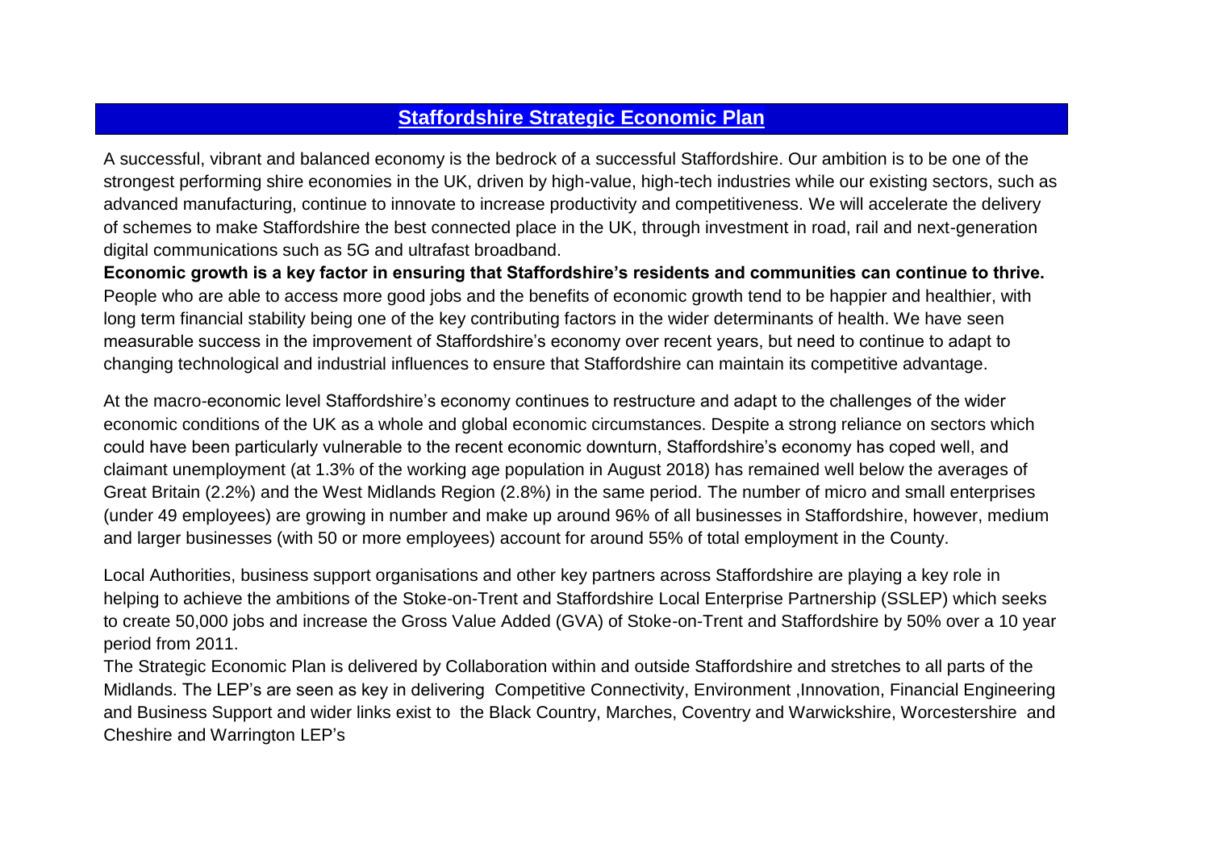# Staffordshire Strategic Economic Plan

A successful, vibrant and balanced economy is the bedrock of a successful Staffordshire. Our ambition is to be one of the strongest performing shire economies in the UK, driven by high-value, high-tech industries while our existing sectors, such as advanced manufacturing, continue to innovate to increase productivity and competitiveness. We will accelerate the delivery of schemes to make Staffordshire the best connected place in the UK, through investment in road, rail and next-generation digital communications such as 5G and ultrafast broadband.

**Economic growth is a key factor in ensuring that Staffordshire's residents and communities can continue to thrive.** People who are able to access more good jobs and the benefits of economic growth tend to be happier and healthier, with long term financial stability being one of the key contributing factors in the wider determinants of health. We have seen measurable success in the improvement of Staffordshire's economy over recent years, but need to continue to adapt to changing technological and industrial influences to ensure that Staffordshire can maintain its competitive advantage.

At the macro-economic level Staffordshire's economy continues to restructure and adapt to the challenges of the wider economic conditions of the UK as a whole and global economic circumstances. Despite a strong reliance on sectors which could have been particularly vulnerable to the recent economic downturn, Staffordshire's economy has coped well, and claimant unemployment (at 1.3% of the working age population in August 2018) has remained well below the averages of Great Britain (2.2%) and the West Midlands Region (2.8%) in the same period. The number of micro and small enterprises (under 49 employees) are growing in number and make up around 96% of all businesses in Staffordshire, however, medium and larger businesses (with 50 or more employees) account for around 55% of total employment in the County.

Local Authorities, business support organisations and other key partners across Staffordshire are playing a key role in helping to achieve the ambitions of the Stoke-on-Trent and Staffordshire Local Enterprise Partnership (SSLEP) which seeks to create 50,000 jobs and increase the Gross Value Added (GVA) of Stoke-on-Trent and Staffordshire by 50% over a 10 year period from 2011.

The Strategic Economic Plan is delivered by Collaboration within and outside Staffordshire and stretches to all parts of the Midlands. The LEP's are seen as key in delivering Competitive Connectivity, Environment ,Innovation, Financial Engineering and Business Support and wider links exist to the Black Country, Marches, Coventry and Warwickshire, Worcestershire and Cheshire and Warrington LEP's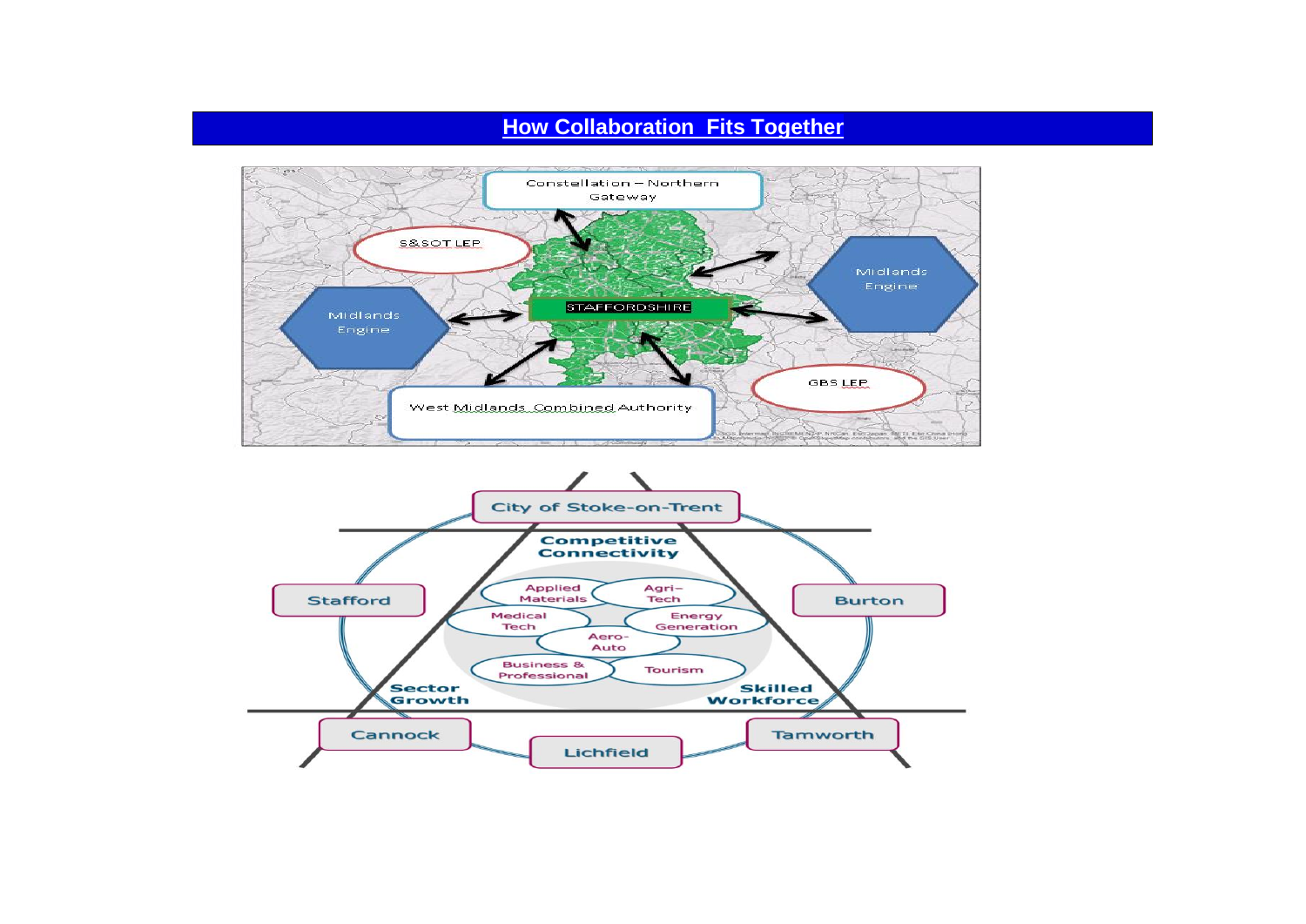## How Collaboration Fits Together

Constellation – Northern Gateway

S&SOT LEP

Midlands Engine

STAFFORDSHIRE

Midlands Engine

GBS LEP

West Midlands Combined Authority

City of Stoke-on-Trent

Competitive Connectivity

Stafford

Burton

Applied Materials

Agri-Tech

Medical Tech

Energy Generation

Aero-Auto

Business & Professional

Tourism

Sector Growth

Skilled Workforce

Cannock

Lichfield

Tamworth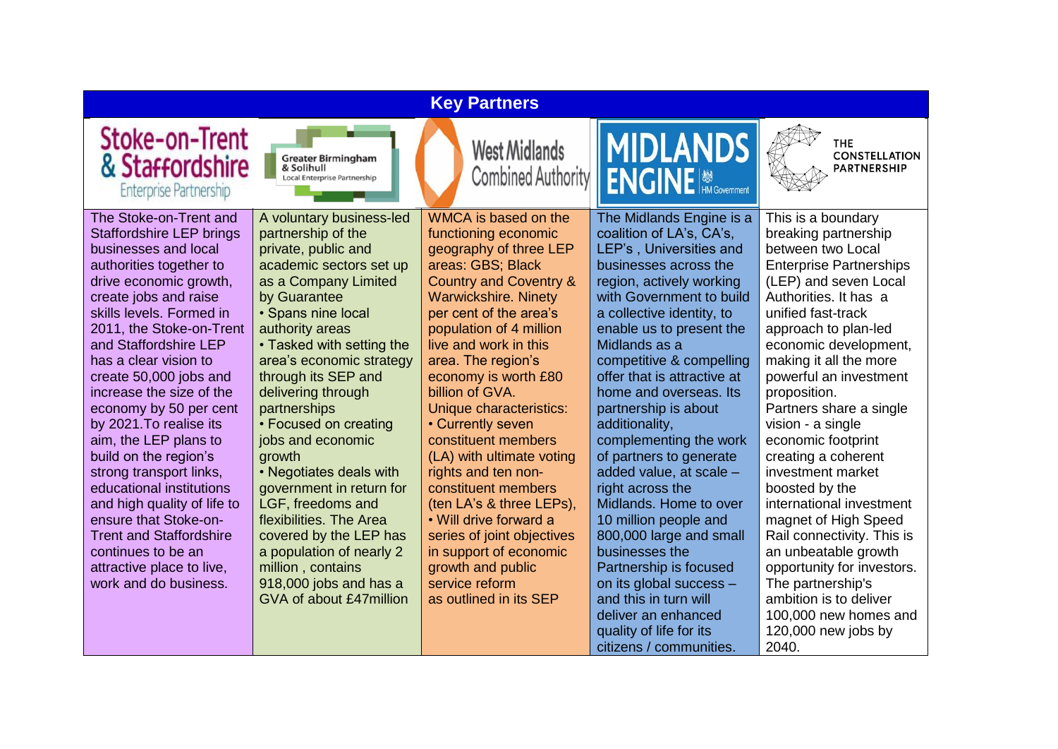| Key Partners | | | | |
|---|---|---|---|---|
| Stoke-on-Trent & Staffordshire Enterprise Partnership | Greater Birmingham & Solihull Local Enterprise Partnership | West Midlands Combined Authority | MIDLANDS ENGINE HM Government | THE CONSTELLATION PARTNERSHIP |
| The Stoke-on-Trent and Staffordshire LEP brings businesses and local authorities together to drive economic growth, create jobs and raise skills levels. Formed in 2011, the Stoke-on-Trent and Staffordshire LEP has a clear vision to create 50,000 jobs and increase the size of the economy by 50 per cent by 2021.To realise its aim, the LEP plans to build on the region's strong transport links, educational institutions and high quality of life to ensure that Stoke-on-Trent and Staffordshire continues to be an attractive place to live, work and do business. | A voluntary business-led partnership of the private, public and academic sectors set up as a Company Limited by Guarantee<br>• Spans nine local authority areas<br>• Tasked with setting the area's economic strategy through its SEP and delivering through partnerships<br>• Focused on creating jobs and economic growth<br>• Negotiates deals with government in return for LGF, freedoms and flexibilities. The Area covered by the LEP has a population of nearly 2 million , contains 918,000 jobs and has a GVA of about £47million | WMCA is based on the functioning economic geography of three LEP areas: GBS; Black Country and Coventry & Warwickshire. Ninety per cent of the area's population of 4 million live and work in this area. The region's economy is worth £80 billion of GVA.<br>Unique characteristics:<br>• Currently seven constituent members (LA) with ultimate voting rights and ten non-constituent members (ten LA's & three LEPs),<br>• Will drive forward a series of joint objectives in support of economic growth and public service reform as outlined in its SEP | The Midlands Engine is a coalition of LA's, CA's, LEP's , Universities and businesses across the region, actively working with Government to build a collective identity, to enable us to present the Midlands as a competitive & compelling offer that is attractive at home and overseas. Its partnership is about additionality, complementing the work of partners to generate added value, at scale – right across the Midlands. Home to over 10 million people and 800,000 large and small businesses the Partnership is focused on its global success – and this in turn will deliver an enhanced quality of life for its citizens / communities. | This is a boundary breaking partnership between two Local Enterprise Partnerships (LEP) and seven Local Authorities. It has a unified fast-track approach to plan-led economic development, making it all the more powerful an investment proposition.<br>Partners share a single vision - a single economic footprint creating a coherent investment market boosted by the international investment magnet of High Speed Rail connectivity. This is an unbeatable growth opportunity for investors. The partnership's ambition is to deliver 100,000 new homes and 120,000 new jobs by 2040. |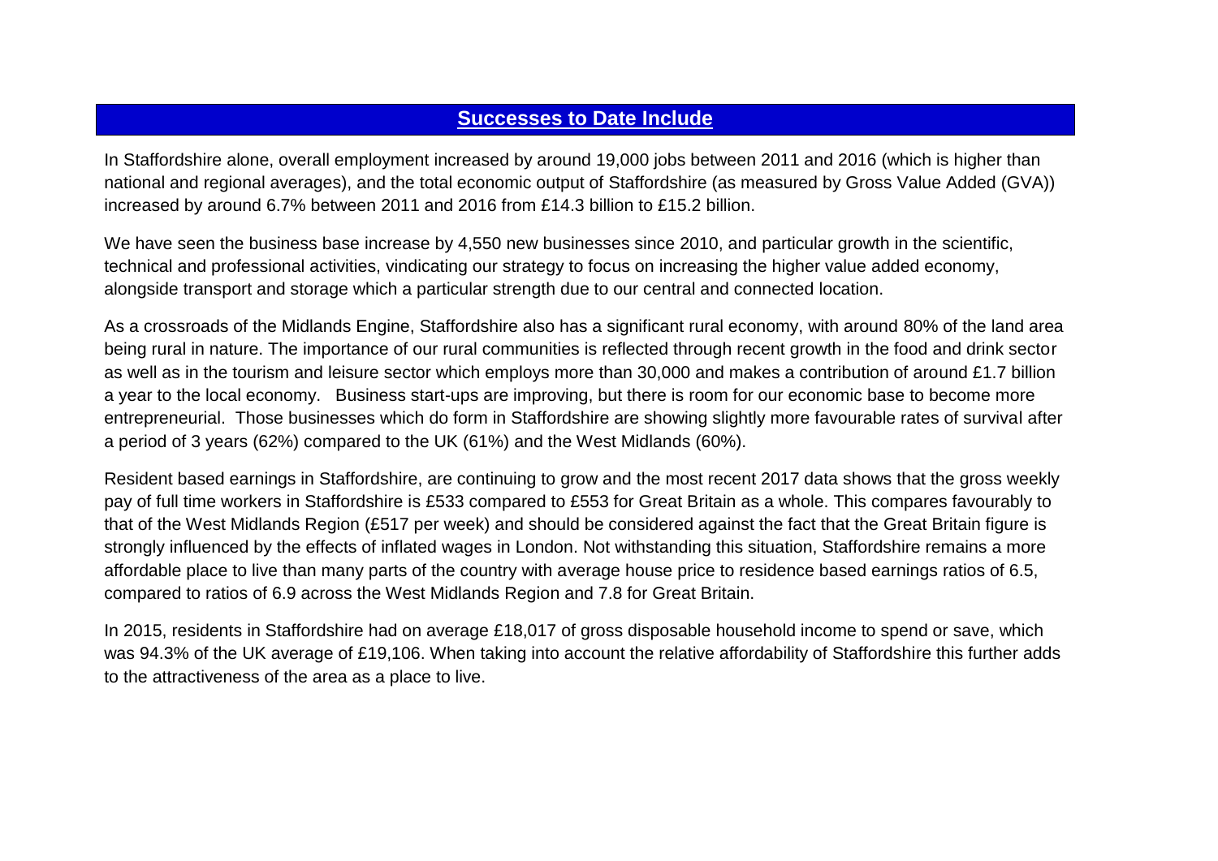## **Successes to Date Include**

In Staffordshire alone, overall employment increased by around 19,000 jobs between 2011 and 2016 (which is higher than national and regional averages), and the total economic output of Staffordshire (as measured by Gross Value Added (GVA)) increased by around 6.7% between 2011 and 2016 from £14.3 billion to £15.2 billion.

We have seen the business base increase by 4,550 new businesses since 2010, and particular growth in the scientific, technical and professional activities, vindicating our strategy to focus on increasing the higher value added economy, alongside transport and storage which a particular strength due to our central and connected location.

As a crossroads of the Midlands Engine, Staffordshire also has a significant rural economy, with around 80% of the land area being rural in nature. The importance of our rural communities is reflected through recent growth in the food and drink sector as well as in the tourism and leisure sector which employs more than 30,000 and makes a contribution of around £1.7 billion a year to the local economy. Business start-ups are improving, but there is room for our economic base to become more entrepreneurial. Those businesses which do form in Staffordshire are showing slightly more favourable rates of survival after a period of 3 years (62%) compared to the UK (61%) and the West Midlands (60%).

Resident based earnings in Staffordshire, are continuing to grow and the most recent 2017 data shows that the gross weekly pay of full time workers in Staffordshire is £533 compared to £553 for Great Britain as a whole. This compares favourably to that of the West Midlands Region (£517 per week) and should be considered against the fact that the Great Britain figure is strongly influenced by the effects of inflated wages in London. Not withstanding this situation, Staffordshire remains a more affordable place to live than many parts of the country with average house price to residence based earnings ratios of 6.5, compared to ratios of 6.9 across the West Midlands Region and 7.8 for Great Britain.

In 2015, residents in Staffordshire had on average £18,017 of gross disposable household income to spend or save, which was 94.3% of the UK average of £19,106. When taking into account the relative affordability of Staffordshire this further adds to the attractiveness of the area as a place to live.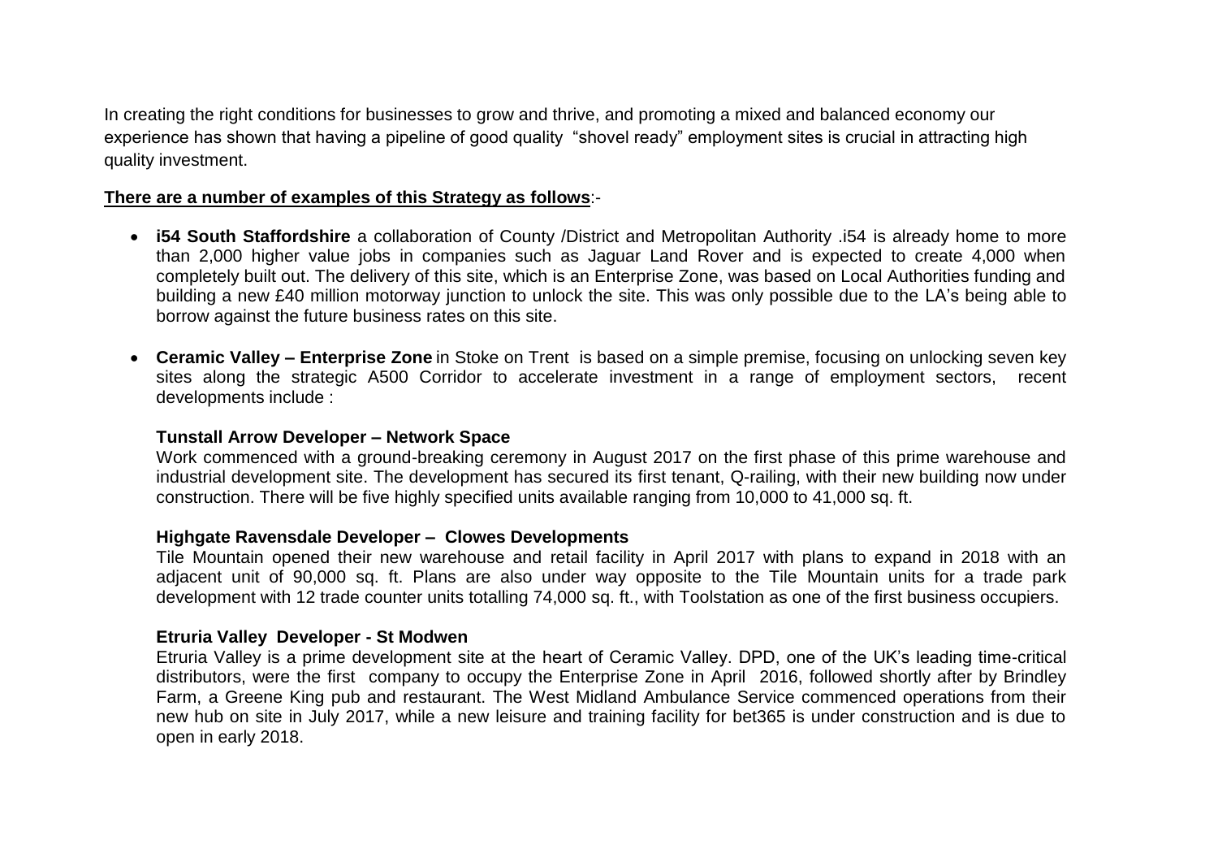In creating the right conditions for businesses to grow and thrive, and promoting a mixed and balanced economy our experience has shown that having a pipeline of good quality "shovel ready" employment sites is crucial in attracting high quality investment.

**There are a number of examples of this Strategy as follows**:-

- **i54 South Staffordshire** a collaboration of County /District and Metropolitan Authority .i54 is already home to more than 2,000 higher value jobs in companies such as Jaguar Land Rover and is expected to create 4,000 when completely built out. The delivery of this site, which is an Enterprise Zone, was based on Local Authorities funding and building a new £40 million motorway junction to unlock the site. This was only possible due to the LA's being able to borrow against the future business rates on this site.

- **Ceramic Valley – Enterprise Zone** in Stoke on Trent is based on a simple premise, focusing on unlocking seven key sites along the strategic A500 Corridor to accelerate investment in a range of employment sectors, recent developments include :

  **Tunstall Arrow Developer – Network Space**
  Work commenced with a ground-breaking ceremony in August 2017 on the first phase of this prime warehouse and industrial development site. The development has secured its first tenant, Q-railing, with their new building now under construction. There will be five highly specified units available ranging from 10,000 to 41,000 sq. ft.

  **Highgate Ravensdale Developer – Clowes Developments**
  Tile Mountain opened their new warehouse and retail facility in April 2017 with plans to expand in 2018 with an adjacent unit of 90,000 sq. ft. Plans are also under way opposite to the Tile Mountain units for a trade park development with 12 trade counter units totalling 74,000 sq. ft., with Toolstation as one of the first business occupiers.

  **Etruria Valley Developer - St Modwen**
  Etruria Valley is a prime development site at the heart of Ceramic Valley. DPD, one of the UK's leading time-critical distributors, were the first company to occupy the Enterprise Zone in April 2016, followed shortly after by Brindley Farm, a Greene King pub and restaurant. The West Midland Ambulance Service commenced operations from their new hub on site in July 2017, while a new leisure and training facility for bet365 is under construction and is due to open in early 2018.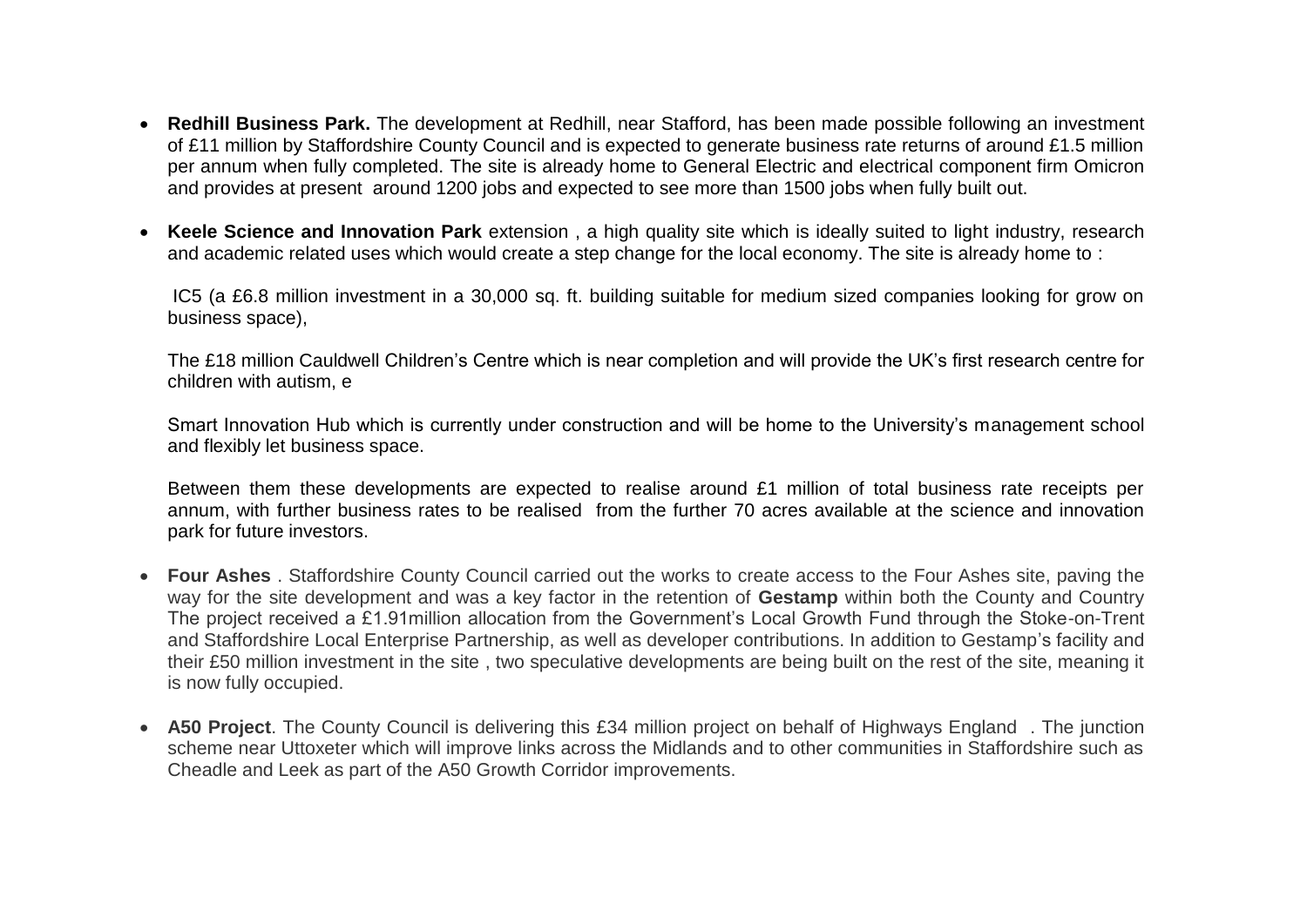- **Redhill Business Park.** The development at Redhill, near Stafford, has been made possible following an investment of £11 million by Staffordshire County Council and is expected to generate business rate returns of around £1.5 million per annum when fully completed. The site is already home to General Electric and electrical component firm Omicron and provides at present around 1200 jobs and expected to see more than 1500 jobs when fully built out.

- **Keele Science and Innovation Park** extension , a high quality site which is ideally suited to light industry, research and academic related uses which would create a step change for the local economy. The site is already home to :

  IC5 (a £6.8 million investment in a 30,000 sq. ft. building suitable for medium sized companies looking for grow on business space),

  The £18 million Cauldwell Children's Centre which is near completion and will provide the UK's first research centre for children with autism, e

  Smart Innovation Hub which is currently under construction and will be home to the University's management school and flexibly let business space.

  Between them these developments are expected to realise around £1 million of total business rate receipts per annum, with further business rates to be realised from the further 70 acres available at the science and innovation park for future investors.

- **Four Ashes** . Staffordshire County Council carried out the works to create access to the Four Ashes site, paving the way for the site development and was a key factor in the retention of **Gestamp** within both the County and Country The project received a £1.91million allocation from the Government's Local Growth Fund through the Stoke-on-Trent and Staffordshire Local Enterprise Partnership, as well as developer contributions. In addition to Gestamp's facility and their £50 million investment in the site , two speculative developments are being built on the rest of the site, meaning it is now fully occupied.

- **A50 Project**. The County Council is delivering this £34 million project on behalf of Highways England . The junction scheme near Uttoxeter which will improve links across the Midlands and to other communities in Staffordshire such as Cheadle and Leek as part of the A50 Growth Corridor improvements.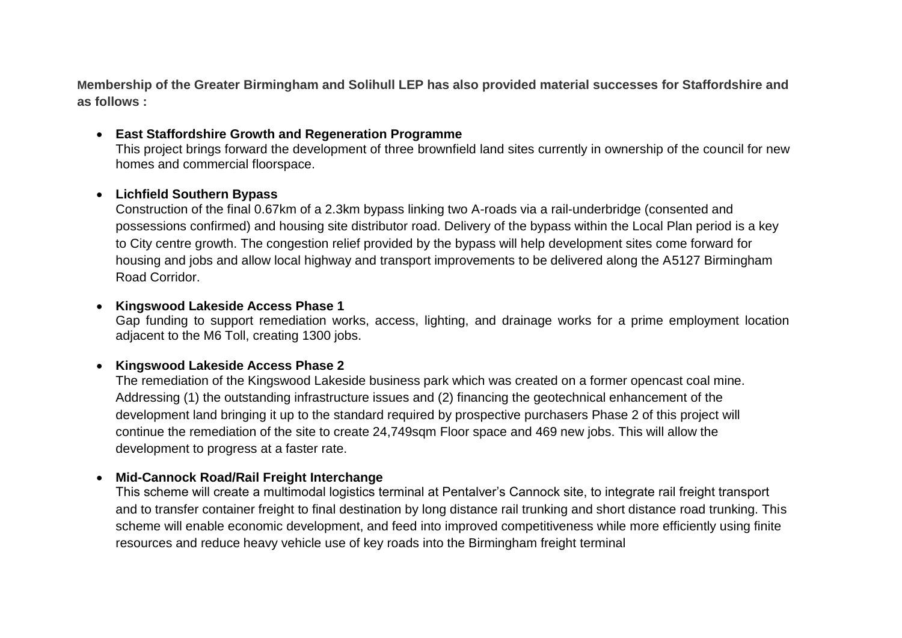**Membership of the Greater Birmingham and Solihull LEP has also provided material successes for Staffordshire and as follows :**

- **East Staffordshire Growth and Regeneration Programme**
  This project brings forward the development of three brownfield land sites currently in ownership of the council for new homes and commercial floorspace.

- **Lichfield Southern Bypass**
  Construction of the final 0.67km of a 2.3km bypass linking two A-roads via a rail-underbridge (consented and possessions confirmed) and housing site distributor road. Delivery of the bypass within the Local Plan period is a key to City centre growth. The congestion relief provided by the bypass will help development sites come forward for housing and jobs and allow local highway and transport improvements to be delivered along the A5127 Birmingham Road Corridor.

- **Kingswood Lakeside Access Phase 1**
  Gap funding to support remediation works, access, lighting, and drainage works for a prime employment location adjacent to the M6 Toll, creating 1300 jobs.

- **Kingswood Lakeside Access Phase 2**
  The remediation of the Kingswood Lakeside business park which was created on a former opencast coal mine. Addressing (1) the outstanding infrastructure issues and (2) financing the geotechnical enhancement of the development land bringing it up to the standard required by prospective purchasers Phase 2 of this project will continue the remediation of the site to create 24,749sqm Floor space and 469 new jobs. This will allow the development to progress at a faster rate.

- **Mid-Cannock Road/Rail Freight Interchange**
  This scheme will create a multimodal logistics terminal at Pentalver's Cannock site, to integrate rail freight transport and to transfer container freight to final destination by long distance rail trunking and short distance road trunking. This scheme will enable economic development, and feed into improved competitiveness while more efficiently using finite resources and reduce heavy vehicle use of key roads into the Birmingham freight terminal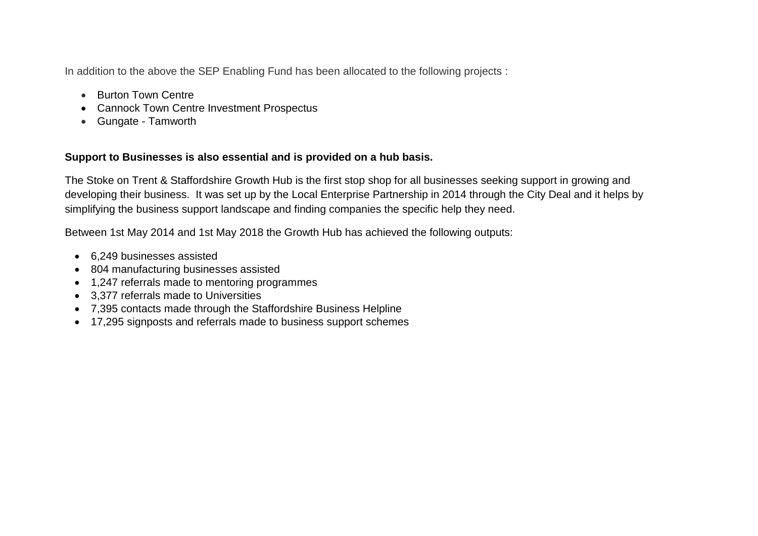In addition to the above the SEP Enabling Fund has been allocated to the following projects :

- Burton Town Centre
- Cannock Town Centre Investment Prospectus
- Gungate - Tamworth

**Support to Businesses is also essential and is provided on a hub basis.**

The Stoke on Trent & Staffordshire Growth Hub is the first stop shop for all businesses seeking support in growing and developing their business. It was set up by the Local Enterprise Partnership in 2014 through the City Deal and it helps by simplifying the business support landscape and finding companies the specific help they need.

Between 1st May 2014 and 1st May 2018 the Growth Hub has achieved the following outputs:

- 6,249 businesses assisted
- 804 manufacturing businesses assisted
- 1,247 referrals made to mentoring programmes
- 3,377 referrals made to Universities
- 7,395 contacts made through the Staffordshire Business Helpline
- 17,295 signposts and referrals made to business support schemes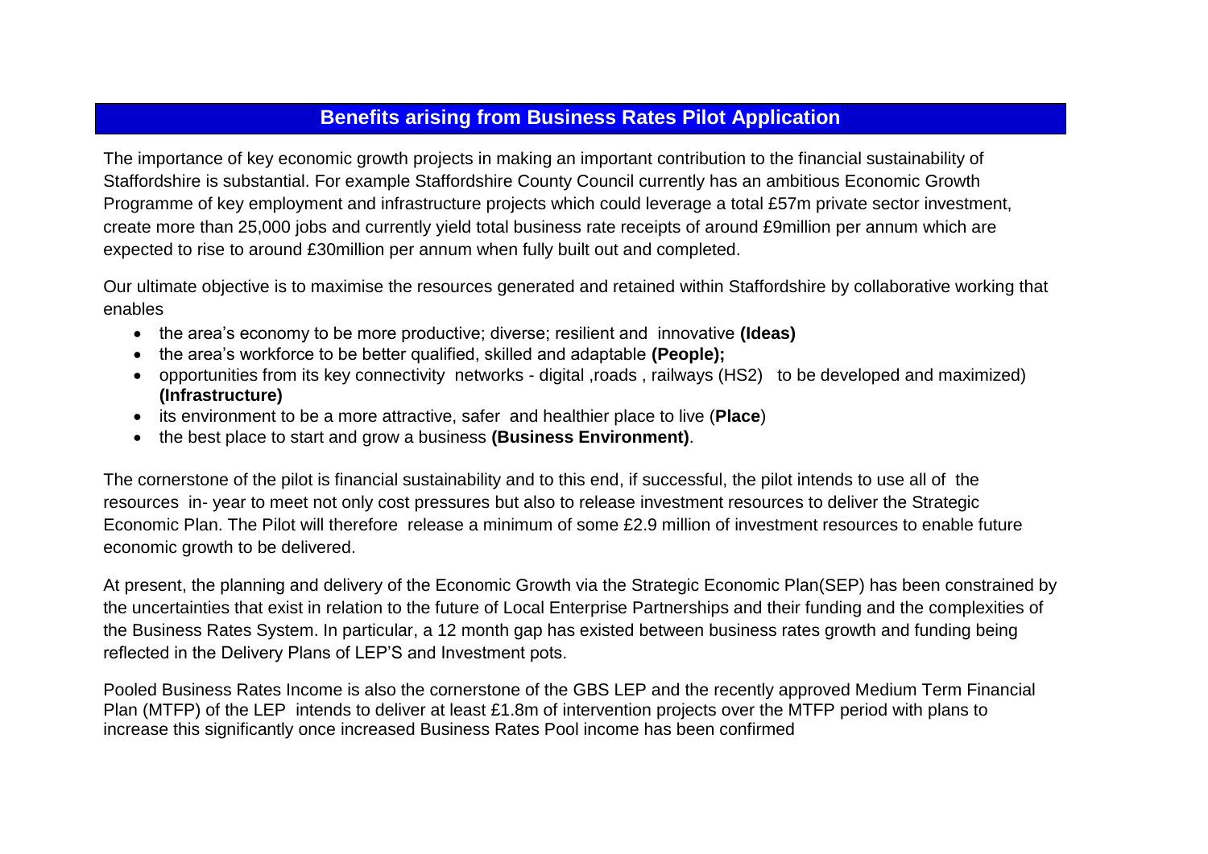## Benefits arising from Business Rates Pilot Application

The importance of key economic growth projects in making an important contribution to the financial sustainability of Staffordshire is substantial. For example Staffordshire County Council currently has an ambitious Economic Growth Programme of key employment and infrastructure projects which could leverage a total £57m private sector investment, create more than 25,000 jobs and currently yield total business rate receipts of around £9million per annum which are expected to rise to around £30million per annum when fully built out and completed.

Our ultimate objective is to maximise the resources generated and retained within Staffordshire by collaborative working that enables

- the area's economy to be more productive; diverse; resilient and innovative **(Ideas)**
- the area's workforce to be better qualified, skilled and adaptable **(People);**
- opportunities from its key connectivity networks - digital ,roads , railways (HS2) to be developed and maximized) **(Infrastructure)**
- its environment to be a more attractive, safer and healthier place to live (**Place**)
- the best place to start and grow a business **(Business Environment)**.

The cornerstone of the pilot is financial sustainability and to this end, if successful, the pilot intends to use all of the resources in- year to meet not only cost pressures but also to release investment resources to deliver the Strategic Economic Plan. The Pilot will therefore release a minimum of some £2.9 million of investment resources to enable future economic growth to be delivered.

At present, the planning and delivery of the Economic Growth via the Strategic Economic Plan(SEP) has been constrained by the uncertainties that exist in relation to the future of Local Enterprise Partnerships and their funding and the complexities of the Business Rates System. In particular, a 12 month gap has existed between business rates growth and funding being reflected in the Delivery Plans of LEP'S and Investment pots.

Pooled Business Rates Income is also the cornerstone of the GBS LEP and the recently approved Medium Term Financial Plan (MTFP) of the LEP intends to deliver at least £1.8m of intervention projects over the MTFP period with plans to increase this significantly once increased Business Rates Pool income has been confirmed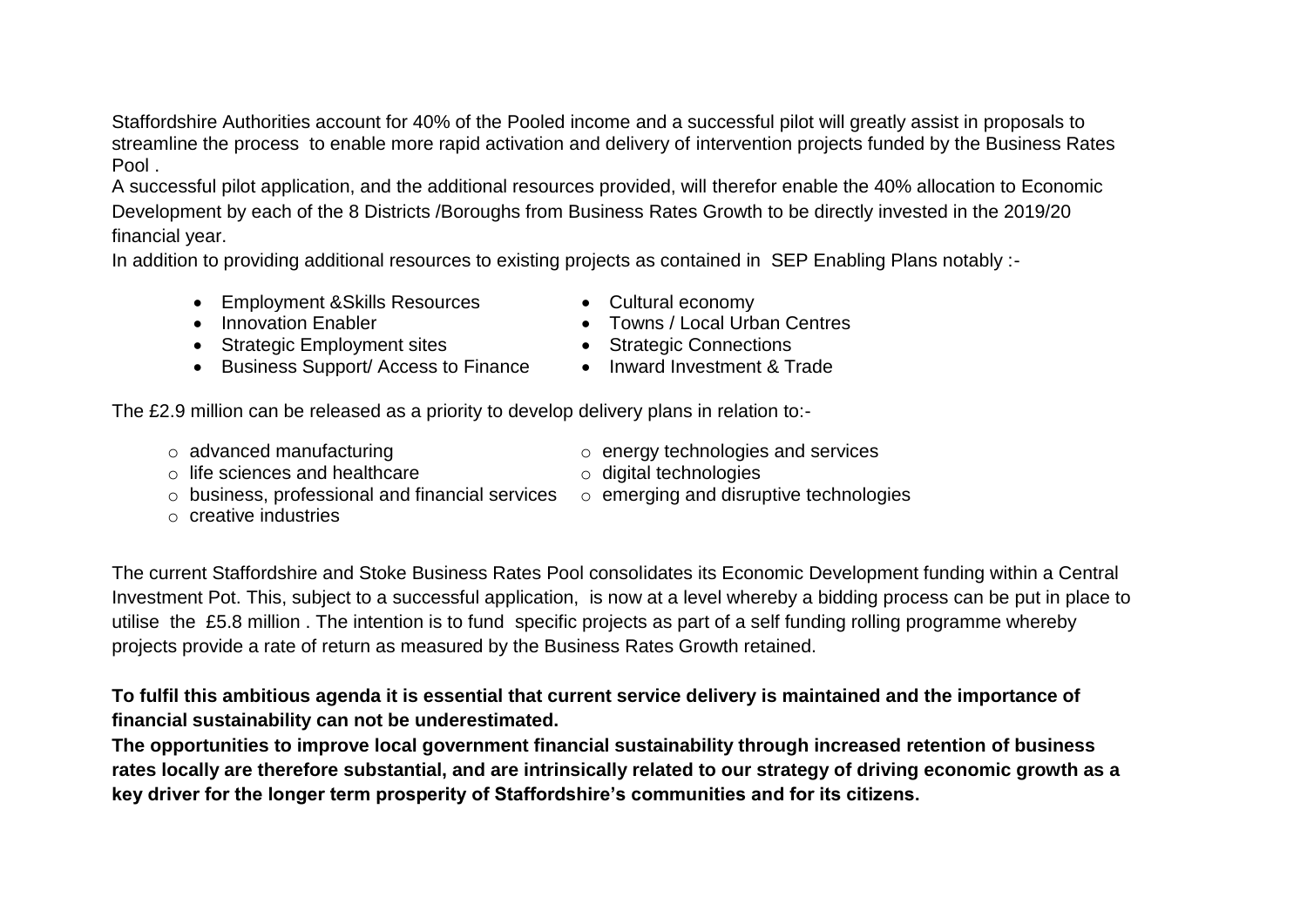Staffordshire Authorities account for 40% of the Pooled income and a successful pilot will greatly assist in proposals to streamline the process to enable more rapid activation and delivery of intervention projects funded by the Business Rates Pool .

A successful pilot application, and the additional resources provided, will therefor enable the 40% allocation to Economic Development by each of the 8 Districts /Boroughs from Business Rates Growth to be directly invested in the 2019/20 financial year.

In addition to providing additional resources to existing projects as contained in SEP Enabling Plans notably :-

- Employment &Skills Resources
- Innovation Enabler
- Strategic Employment sites
- Business Support/ Access to Finance
- Cultural economy
- Towns / Local Urban Centres
- Strategic Connections
- Inward Investment & Trade

The £2.9 million can be released as a priority to develop delivery plans in relation to:-

- advanced manufacturing
- life sciences and healthcare
- business, professional and financial services
- creative industries
- energy technologies and services
- digital technologies
- emerging and disruptive technologies

The current Staffordshire and Stoke Business Rates Pool consolidates its Economic Development funding within a Central Investment Pot. This, subject to a successful application, is now at a level whereby a bidding process can be put in place to utilise the £5.8 million . The intention is to fund specific projects as part of a self funding rolling programme whereby projects provide a rate of return as measured by the Business Rates Growth retained.

**To fulfil this ambitious agenda it is essential that current service delivery is maintained and the importance of financial sustainability can not be underestimated.**

**The opportunities to improve local government financial sustainability through increased retention of business rates locally are therefore substantial, and are intrinsically related to our strategy of driving economic growth as a key driver for the longer term prosperity of Staffordshire's communities and for its citizens.**